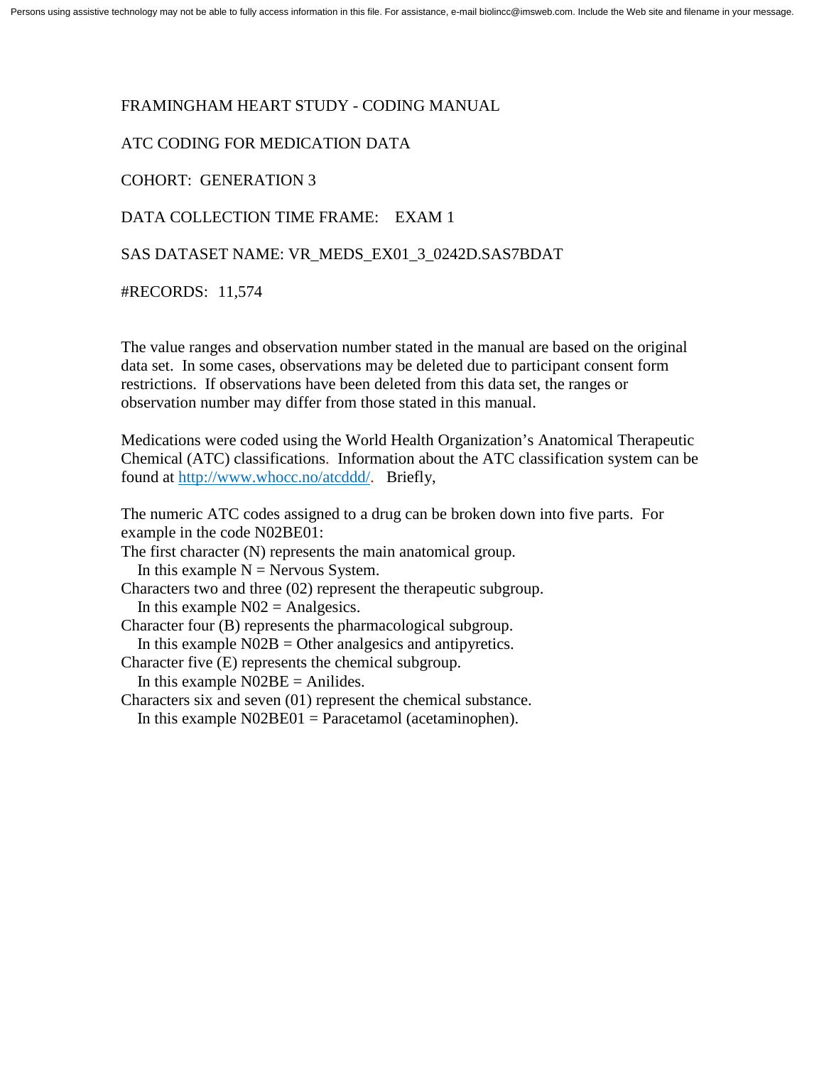Persons using assistive technology may not be able to fully access information in this file. For assistance, e-mail biolincc@imsweb.com. Include the Web site and filename in your message.

FRAMINGHAM HEART STUDY - CODING MANUAL

ATC CODING FOR MEDICATION DATA

COHORT: GENERATION 3

DATA COLLECTION TIME FRAME: EXAM 1

SAS DATASET NAME: VR_MEDS_EX01_3_0242D.SAS7BDAT

#RECORDS: 11,574

The value ranges and observation number stated in the manual are based on the original data set. In some cases, observations may be deleted due to participant consent form restrictions. If observations have been deleted from this data set, the ranges or observation number may differ from those stated in this manual.

Medications were coded using the World Health Organization's Anatomical Therapeutic Chemical (ATC) classifications. Information about the ATC classification system can be found at [http://www.whocc.no/atcddd/](http://www.whocc.no/atcddd/). Briefly,

The numeric ATC codes assigned to a drug can be broken down into five parts. For example in the code N02BE01:

The first character (N) represents the main anatomical group.
In this example N = Nervous System.

Characters two and three (02) represent the therapeutic subgroup.
In this example N02 = Analgesics.

Character four (B) represents the pharmacological subgroup.
In this example N02B = Other analgesics and antipyretics.

Character five (E) represents the chemical subgroup.
In this example N02BE = Anilides.

Characters six and seven (01) represent the chemical substance.
In this example N02BE01 = Paracetamol (acetaminophen).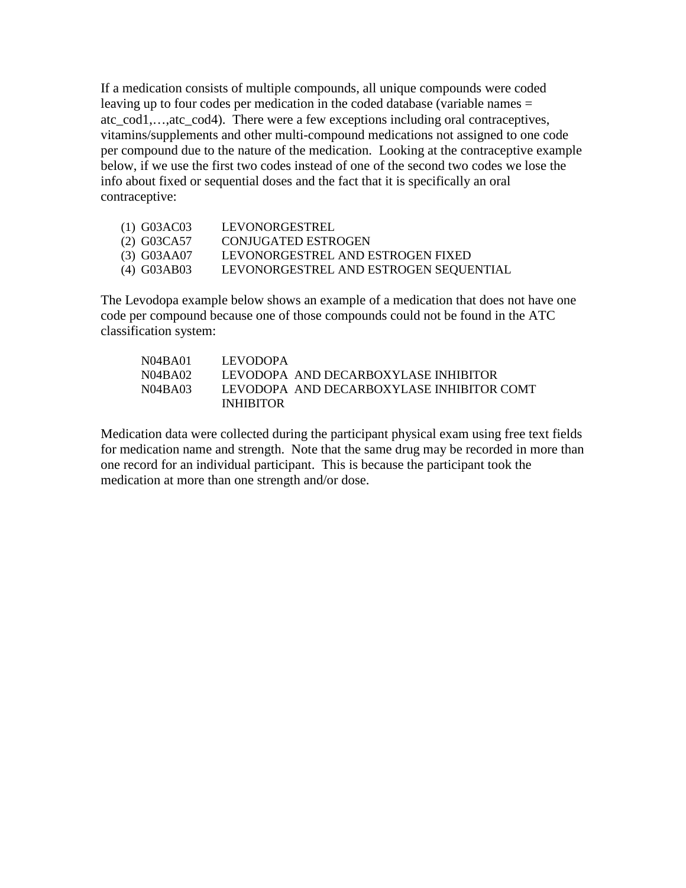If a medication consists of multiple compounds, all unique compounds were coded leaving up to four codes per medication in the coded database (variable names = atc_cod1,…,atc_cod4). There were a few exceptions including oral contraceptives, vitamins/supplements and other multi-compound medications not assigned to one code per compound due to the nature of the medication. Looking at the contraceptive example below, if we use the first two codes instead of one of the second two codes we lose the info about fixed or sequential doses and the fact that it is specifically an oral contraceptive:

(1) G03AC03    LEVONORGESTREL
(2) G03CA57    CONJUGATED ESTROGEN
(3) G03AA07    LEVONORGESTREL AND ESTROGEN FIXED
(4) G03AB03    LEVONORGESTREL AND ESTROGEN SEQUENTIAL

The Levodopa example below shows an example of a medication that does not have one code per compound because one of those compounds could not be found in the ATC classification system:

N04BA01    LEVODOPA
N04BA02    LEVODOPA AND DECARBOXYLASE INHIBITOR
N04BA03    LEVODOPA AND DECARBOXYLASE INHIBITOR COMT INHIBITOR

Medication data were collected during the participant physical exam using free text fields for medication name and strength. Note that the same drug may be recorded in more than one record for an individual participant. This is because the participant took the medication at more than one strength and/or dose.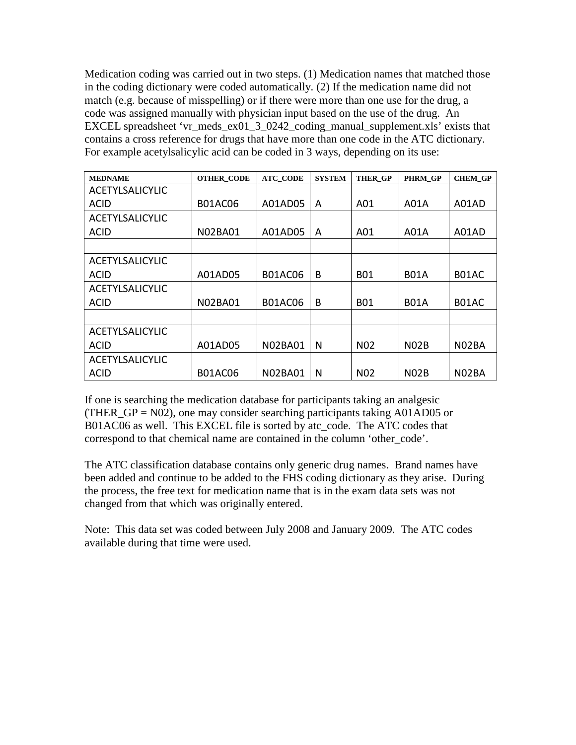Medication coding was carried out in two steps. (1) Medication names that matched those in the coding dictionary were coded automatically. (2) If the medication name did not match (e.g. because of misspelling) or if there were more than one use for the drug, a code was assigned manually with physician input based on the use of the drug. An EXCEL spreadsheet 'vr_meds_ex01_3_0242_coding_manual_supplement.xls' exists that contains a cross reference for drugs that have more than one code in the ATC dictionary. For example acetylsalicylic acid can be coded in 3 ways, depending on its use:

| MEDNAME | OTHER_CODE | ATC_CODE | SYSTEM | THER_GP | PHRM_GP | CHEM_GP |
|---|---|---|---|---|---|---|
| ACETYLSALICYLIC ACID | B01AC06 | A01AD05 | A | A01 | A01A | A01AD |
| ACETYLSALICYLIC ACID | N02BA01 | A01AD05 | A | A01 | A01A | A01AD |
| | | | | | | |
| ACETYLSALICYLIC ACID | A01AD05 | B01AC06 | B | B01 | B01A | B01AC |
| ACETYLSALICYLIC ACID | N02BA01 | B01AC06 | B | B01 | B01A | B01AC |
| | | | | | | |
| ACETYLSALICYLIC ACID | A01AD05 | N02BA01 | N | N02 | N02B | N02BA |
| ACETYLSALICYLIC ACID | B01AC06 | N02BA01 | N | N02 | N02B | N02BA |

If one is searching the medication database for participants taking an analgesic (THER_GP = N02), one may consider searching participants taking A01AD05 or B01AC06 as well. This EXCEL file is sorted by atc_code. The ATC codes that correspond to that chemical name are contained in the column 'other_code'.

The ATC classification database contains only generic drug names. Brand names have been added and continue to be added to the FHS coding dictionary as they arise. During the process, the free text for medication name that is in the exam data sets was not changed from that which was originally entered.

Note: This data set was coded between July 2008 and January 2009. The ATC codes available during that time were used.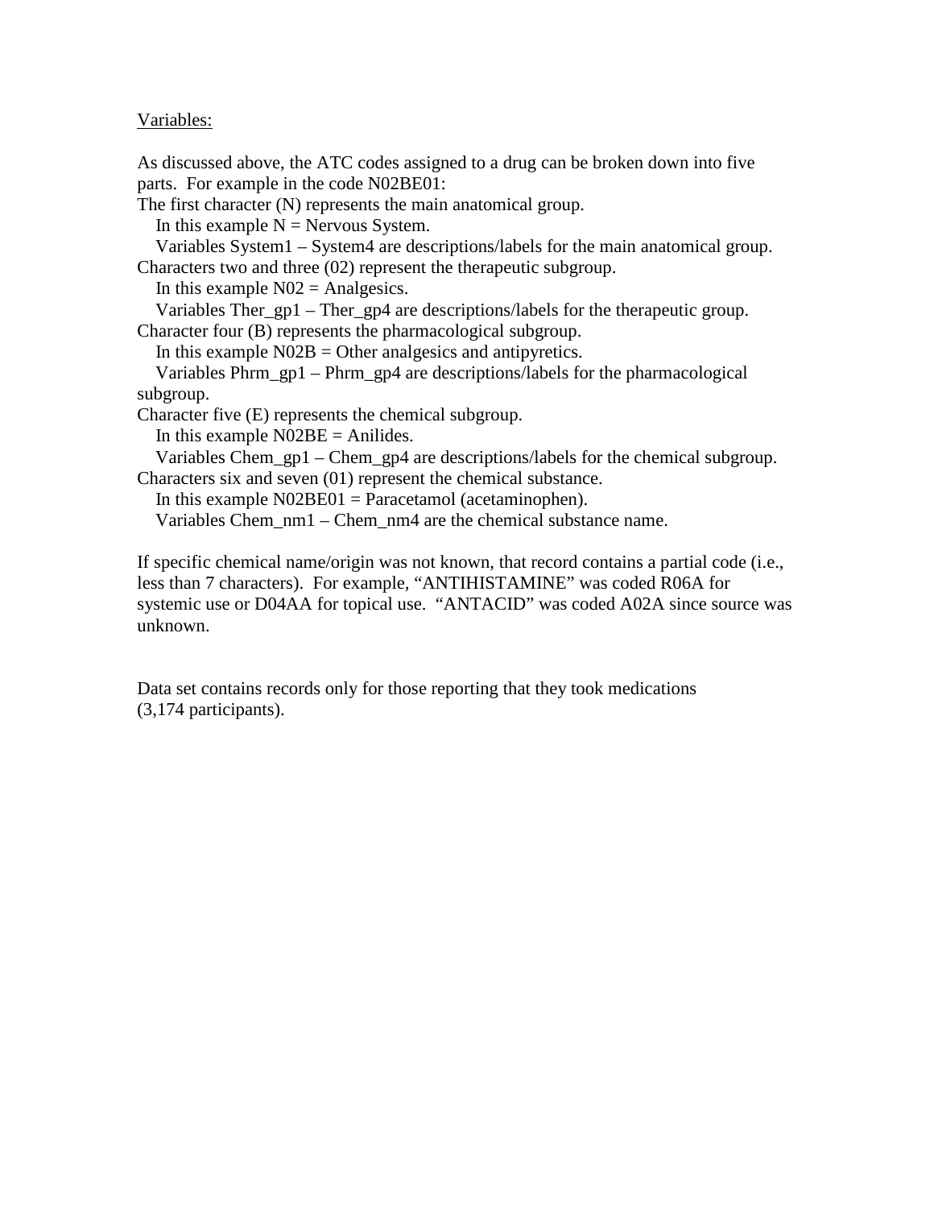<u>Variables:</u>

As discussed above, the ATC codes assigned to a drug can be broken down into five parts. For example in the code N02BE01:

The first character (N) represents the main anatomical group.

In this example N = Nervous System.

Variables System1 – System4 are descriptions/labels for the main anatomical group.

Characters two and three (02) represent the therapeutic subgroup.

In this example N02 = Analgesics.

Variables Ther_gp1 – Ther_gp4 are descriptions/labels for the therapeutic group.

Character four (B) represents the pharmacological subgroup.

In this example N02B = Other analgesics and antipyretics.

Variables Phrm_gp1 – Phrm_gp4 are descriptions/labels for the pharmacological subgroup.

Character five (E) represents the chemical subgroup.

In this example N02BE = Anilides.

Variables Chem_gp1 – Chem_gp4 are descriptions/labels for the chemical subgroup.

Characters six and seven (01) represent the chemical substance.

In this example N02BE01 = Paracetamol (acetaminophen).

Variables Chem_nm1 – Chem_nm4 are the chemical substance name.

If specific chemical name/origin was not known, that record contains a partial code (i.e., less than 7 characters). For example, "ANTIHISTAMINE" was coded R06A for systemic use or D04AA for topical use. "ANTACID" was coded A02A since source was unknown.

Data set contains records only for those reporting that they took medications (3,174 participants).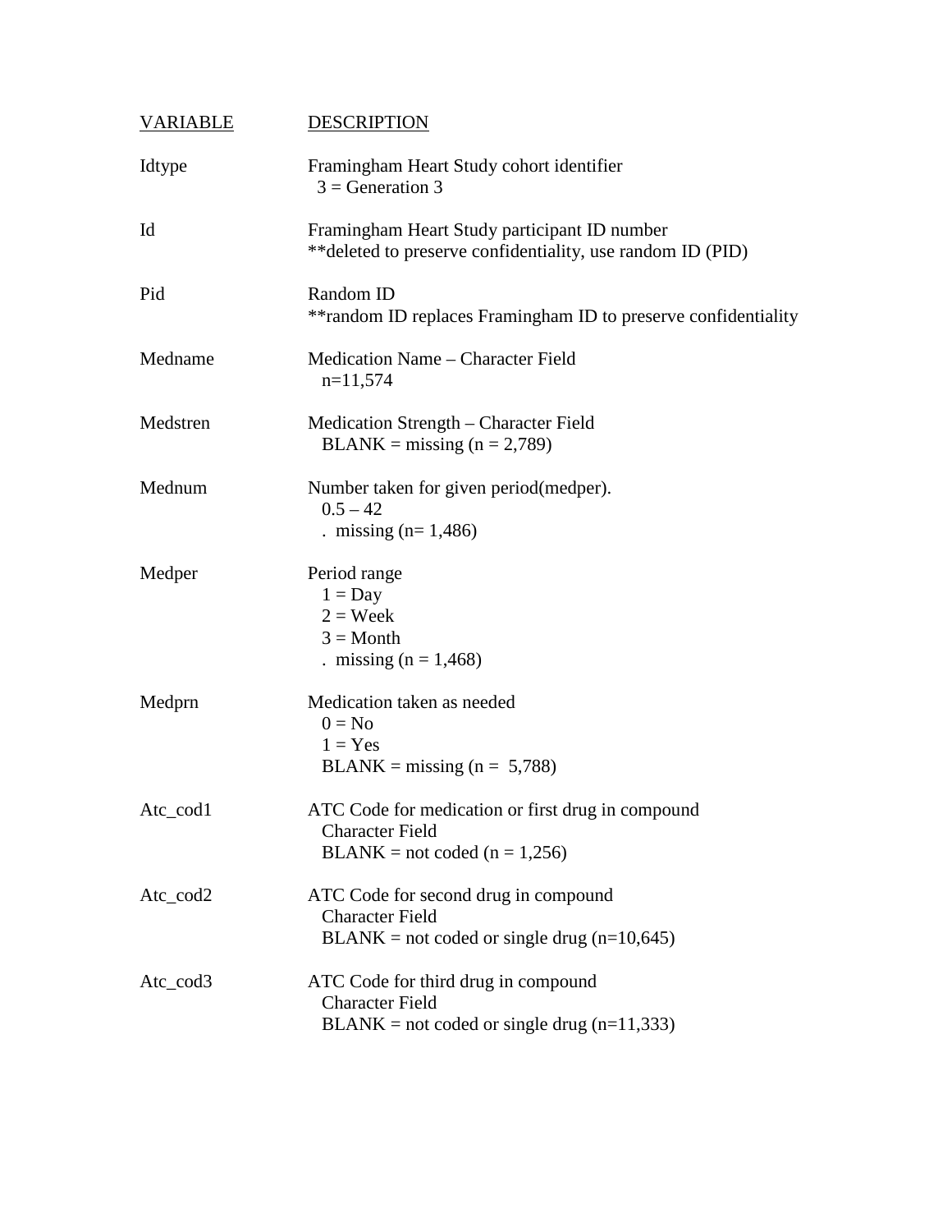| VARIABLE | DESCRIPTION |
|---|---|
| Idtype | Framingham Heart Study cohort identifier<br>3 = Generation 3 |
| Id | Framingham Heart Study participant ID number<br>**deleted to preserve confidentiality, use random ID (PID) |
| Pid | Random ID<br>**random ID replaces Framingham ID to preserve confidentiality |
| Medname | Medication Name – Character Field<br>n=11,574 |
| Medstren | Medication Strength – Character Field<br>BLANK = missing (n = 2,789) |
| Mednum | Number taken for given period(medper).<br>0.5 – 42<br>. missing (n= 1,486) |
| Medper | Period range<br>1 = Day<br>2 = Week<br>3 = Month<br>. missing (n = 1,468) |
| Medprn | Medication taken as needed<br>0 = No<br>1 = Yes<br>BLANK = missing (n = 5,788) |
| Atc_cod1 | ATC Code for medication or first drug in compound<br>Character Field<br>BLANK = not coded (n = 1,256) |
| Atc_cod2 | ATC Code for second drug in compound<br>Character Field<br>BLANK = not coded or single drug (n=10,645) |
| Atc_cod3 | ATC Code for third drug in compound<br>Character Field<br>BLANK = not coded or single drug (n=11,333) |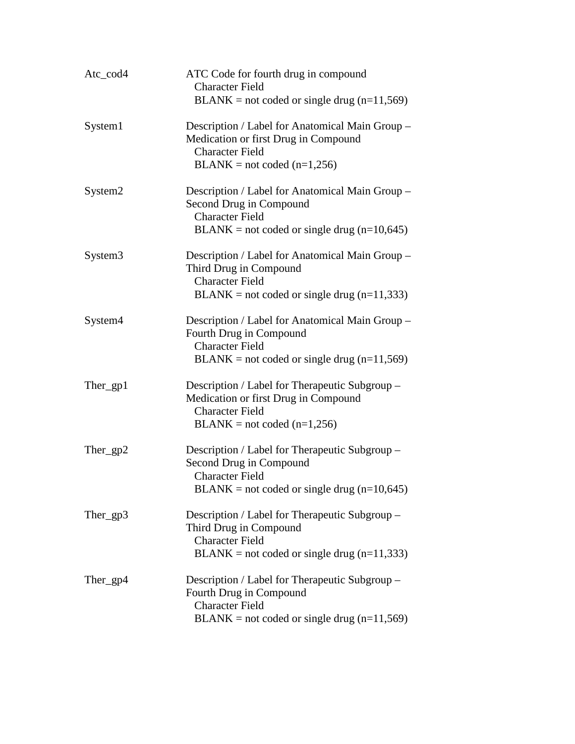| | |
|---|---|
| Atc_cod4 | ATC Code for fourth drug in compound<br>Character Field<br>BLANK = not coded or single drug (n=11,569) |
| System1 | Description / Label for Anatomical Main Group – Medication or first Drug in Compound<br>Character Field<br>BLANK = not coded (n=1,256) |
| System2 | Description / Label for Anatomical Main Group – Second Drug in Compound<br>Character Field<br>BLANK = not coded or single drug (n=10,645) |
| System3 | Description / Label for Anatomical Main Group – Third Drug in Compound<br>Character Field<br>BLANK = not coded or single drug (n=11,333) |
| System4 | Description / Label for Anatomical Main Group – Fourth Drug in Compound<br>Character Field<br>BLANK = not coded or single drug (n=11,569) |
| Ther_gp1 | Description / Label for Therapeutic Subgroup – Medication or first Drug in Compound<br>Character Field<br>BLANK = not coded (n=1,256) |
| Ther_gp2 | Description / Label for Therapeutic Subgroup – Second Drug in Compound<br>Character Field<br>BLANK = not coded or single drug (n=10,645) |
| Ther_gp3 | Description / Label for Therapeutic Subgroup – Third Drug in Compound<br>Character Field<br>BLANK = not coded or single drug (n=11,333) |
| Ther_gp4 | Description / Label for Therapeutic Subgroup – Fourth Drug in Compound<br>Character Field<br>BLANK = not coded or single drug (n=11,569) |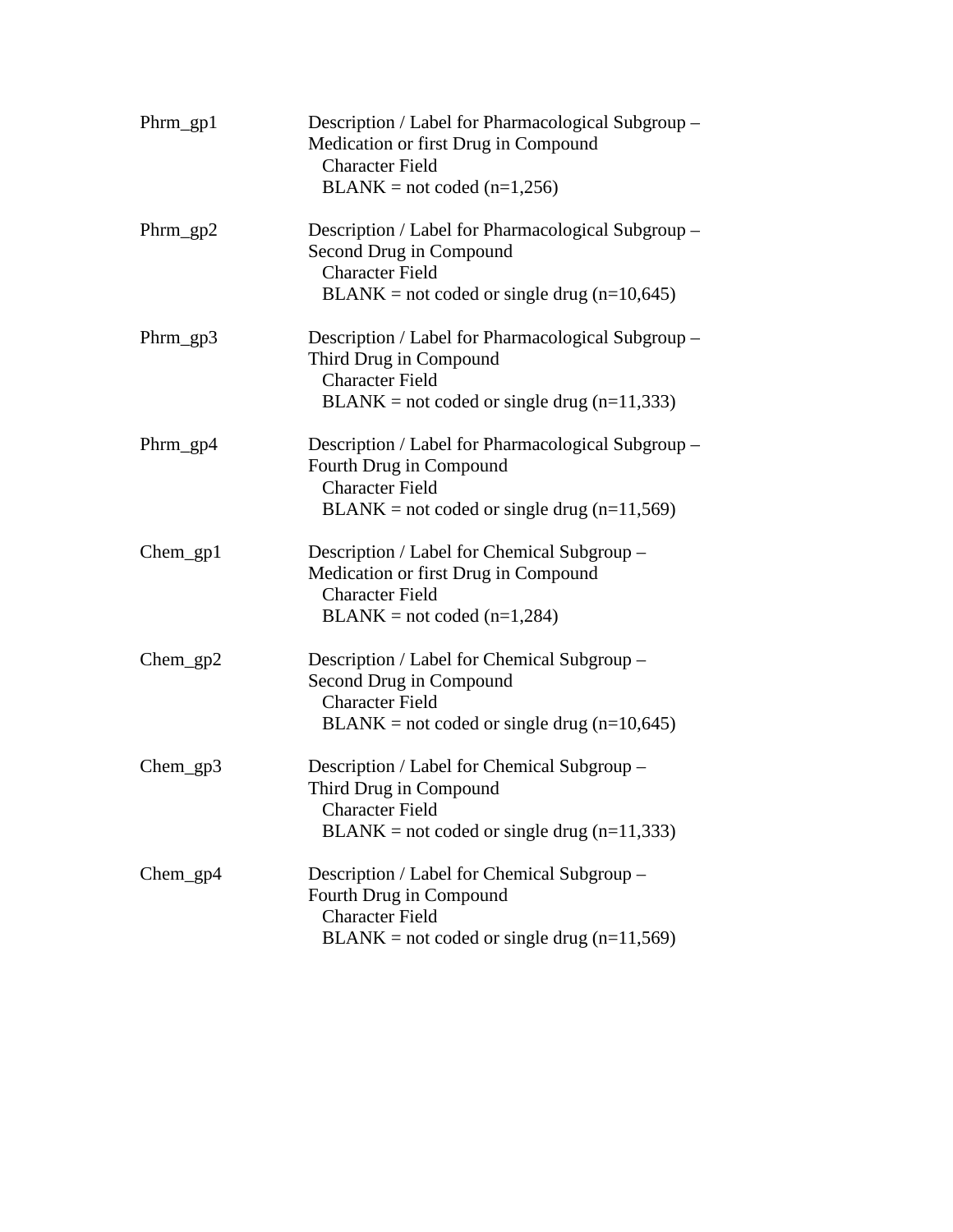| | |
|---|---|
| Phrm_gp1 | Description / Label for Pharmacological Subgroup – Medication or first Drug in Compound<br>Character Field<br>BLANK = not coded (n=1,256) |
| Phrm_gp2 | Description / Label for Pharmacological Subgroup – Second Drug in Compound<br>Character Field<br>BLANK = not coded or single drug (n=10,645) |
| Phrm_gp3 | Description / Label for Pharmacological Subgroup – Third Drug in Compound<br>Character Field<br>BLANK = not coded or single drug (n=11,333) |
| Phrm_gp4 | Description / Label for Pharmacological Subgroup – Fourth Drug in Compound<br>Character Field<br>BLANK = not coded or single drug (n=11,569) |
| Chem_gp1 | Description / Label for Chemical Subgroup – Medication or first Drug in Compound<br>Character Field<br>BLANK = not coded (n=1,284) |
| Chem_gp2 | Description / Label for Chemical Subgroup – Second Drug in Compound<br>Character Field<br>BLANK = not coded or single drug (n=10,645) |
| Chem_gp3 | Description / Label for Chemical Subgroup – Third Drug in Compound<br>Character Field<br>BLANK = not coded or single drug (n=11,333) |
| Chem_gp4 | Description / Label for Chemical Subgroup – Fourth Drug in Compound<br>Character Field<br>BLANK = not coded or single drug (n=11,569) |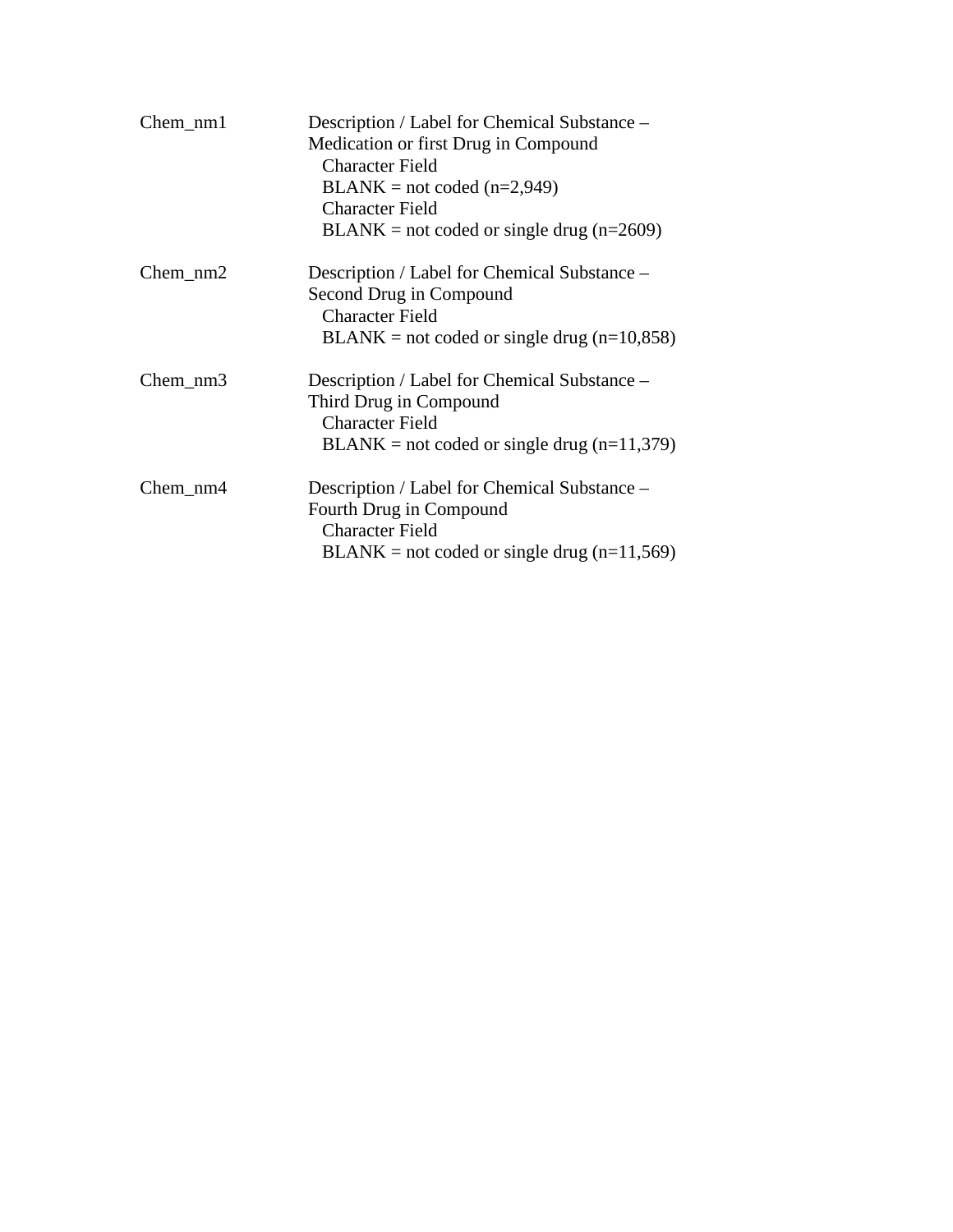| | |
|---|---|
| Chem_nm1 | Description / Label for Chemical Substance – Medication or first Drug in Compound<br>Character Field<br>BLANK = not coded (n=2,949)<br>Character Field<br>BLANK = not coded or single drug (n=2609) |
| Chem_nm2 | Description / Label for Chemical Substance – Second Drug in Compound<br>Character Field<br>BLANK = not coded or single drug (n=10,858) |
| Chem_nm3 | Description / Label for Chemical Substance – Third Drug in Compound<br>Character Field<br>BLANK = not coded or single drug (n=11,379) |
| Chem_nm4 | Description / Label for Chemical Substance – Fourth Drug in Compound<br>Character Field<br>BLANK = not coded or single drug (n=11,569) |